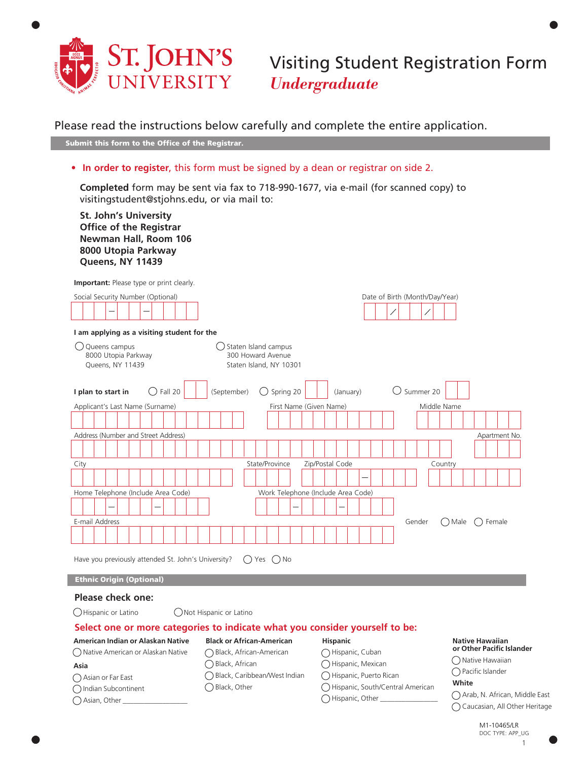# St. John's University

# Visiting Student Registration Form
## *Undergraduate*

Please read the instructions below carefully and complete the entire application.

**Submit this form to the Office of the Registrar.**

- **In order to register**, this form must be signed by a dean or registrar on side 2.

**Completed** form may be sent via fax to 718-990-1677, via e-mail (for scanned copy) to visitingstudent@stjohns.edu, or via mail to:

**St. John's University**
**Office of the Registrar**
**Newman Hall, Room 106**
**8000 Utopia Parkway**
**Queens, NY 11439**

**Important:** Please type or print clearly.

Social Security Number (Optional) ___ – ___ – ___

Date of Birth (Month/Day/Year) ___ / ___ / ___

**I am applying as a visiting student for the**

◯ Queens campus
8000 Utopia Parkway
Queens, NY 11439

◯ Staten Island campus
300 Howard Avenue
Staten Island, NY 10301

**I plan to start in** ◯ Fall 20__ (September) ◯ Spring 20__ (January) ◯ Summer 20__

Applicant's Last Name (Surname) ______ First Name (Given Name) ______ Middle Name ______

Address (Number and Street Address) ______ Apartment No. ______

City ______ State/Province ______ Zip/Postal Code ______ – ______ Country ______

Home Telephone (Include Area Code) ___ – ___ – ___

Work Telephone (Include Area Code) ___ – ___ – ___

E-mail Address ______

Gender ◯ Male ◯ Female

Have you previously attended St. John's University? ◯ Yes ◯ No

## Ethnic Origin (Optional)

### Please check one:

◯ Hispanic or Latino ◯ Not Hispanic or Latino

### Select one or more categories to indicate what you consider yourself to be:

**American Indian or Alaskan Native**
- ◯ Native American or Alaskan Native

**Asia**
- ◯ Asian or Far East
- ◯ Indian Subcontinent
- ◯ Asian, Other ________________

**Black or African-American**
- ◯ Black, African-American
- ◯ Black, African
- ◯ Black, Caribbean/West Indian
- ◯ Black, Other

**Hispanic**
- ◯ Hispanic, Cuban
- ◯ Hispanic, Mexican
- ◯ Hispanic, Puerto Rican
- ◯ Hispanic, South/Central American
- ◯ Hispanic, Other ________________

**Native Hawaiian or Other Pacific Islander**
- ◯ Native Hawaiian
- ◯ Pacific Islander

**White**
- ◯ Arab, N. African, Middle East
- ◯ Caucasian, All Other Heritage

M1-10465/LR
DOC TYPE: APP_UG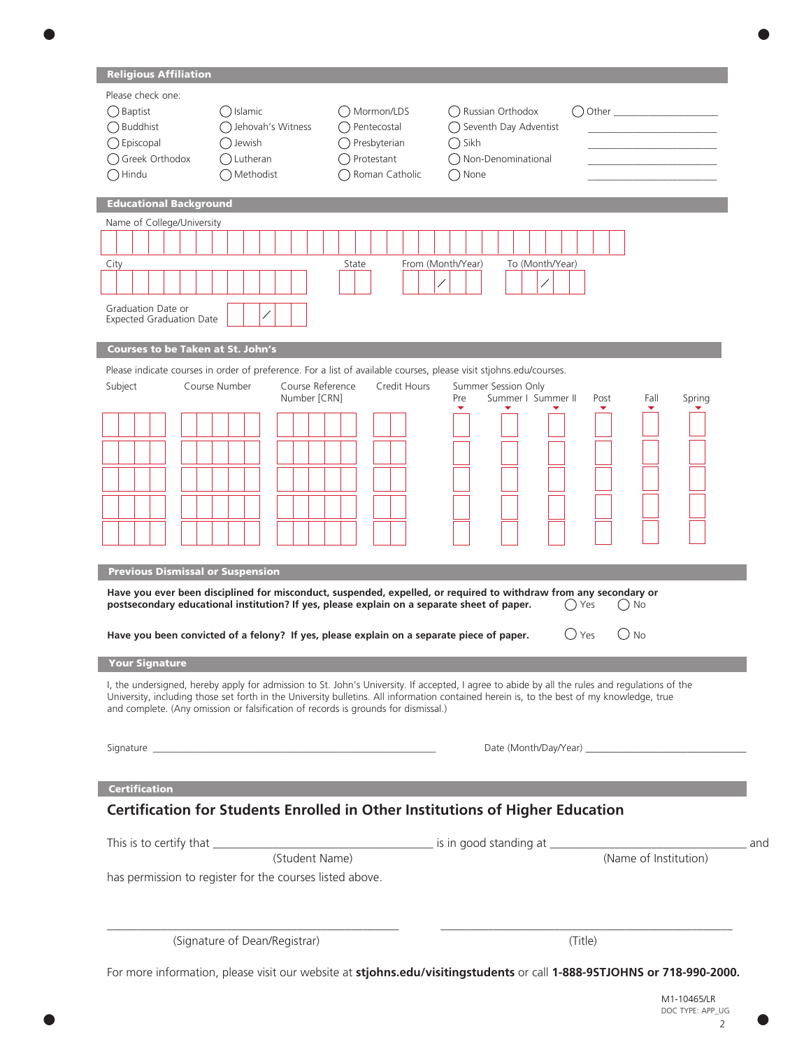## Religious Affiliation

Please check one:

- ◯ Baptist
- ◯ Buddhist
- ◯ Episcopal
- ◯ Greek Orthodox
- ◯ Hindu
- ◯ Islamic
- ◯ Jehovah's Witness
- ◯ Jewish
- ◯ Lutheran
- ◯ Methodist
- ◯ Mormon/LDS
- ◯ Pentecostal
- ◯ Presbyterian
- ◯ Protestant
- ◯ Roman Catholic
- ◯ Russian Orthodox
- ◯ Seventh Day Adventist
- ◯ Sikh
- ◯ Non-Denominational
- ◯ None
- ◯ Other ____________________

## Educational Background

Name of College/University

City

State

From (Month/Year) /

To (Month/Year) /

Graduation Date or Expected Graduation Date /

## Courses to be Taken at St. John's

Please indicate courses in order of preference. For a list of available courses, please visit stjohns.edu/courses.

| Subject | Course Number | Course Reference Number [CRN] | Credit Hours | Summer Session Only Pre | Summer I | Summer II | Post | Fall | Spring |
|---|---|---|---|---|---|---|---|---|---|
| | | | | | | | | | |
| | | | | | | | | | |
| | | | | | | | | | |
| | | | | | | | | | |
| | | | | | | | | | |

## Previous Dismissal or Suspension

**Have you ever been disciplined for misconduct, suspended, expelled, or required to withdraw from any secondary or postsecondary educational institution? If yes, please explain on a separate sheet of paper.** ◯ Yes ◯ No

**Have you been convicted of a felony? If yes, please explain on a separate piece of paper.** ◯ Yes ◯ No

## Your Signature

I, the undersigned, hereby apply for admission to St. John's University. If accepted, I agree to abide by all the rules and regulations of the University, including those set forth in the University bulletins. All information contained herein is, to the best of my knowledge, true and complete. (Any omission or falsification of records is grounds for dismissal.)

Signature ____________________________________________ Date (Month/Day/Year) ____________________________

## Certification

### Certification for Students Enrolled in Other Institutions of Higher Education

This is to certify that ________________________________ (Student Name) is in good standing at ________________________________ (Name of Institution) and has permission to register for the courses listed above.

________________________________ (Signature of Dean/Registrar)

________________________________ (Title)

For more information, please visit our website at **stjohns.edu/visitingstudents** or call **1-888-9STJOHNS or 718-990-2000.**

M1-10465/LR
DOC TYPE: APP_UG